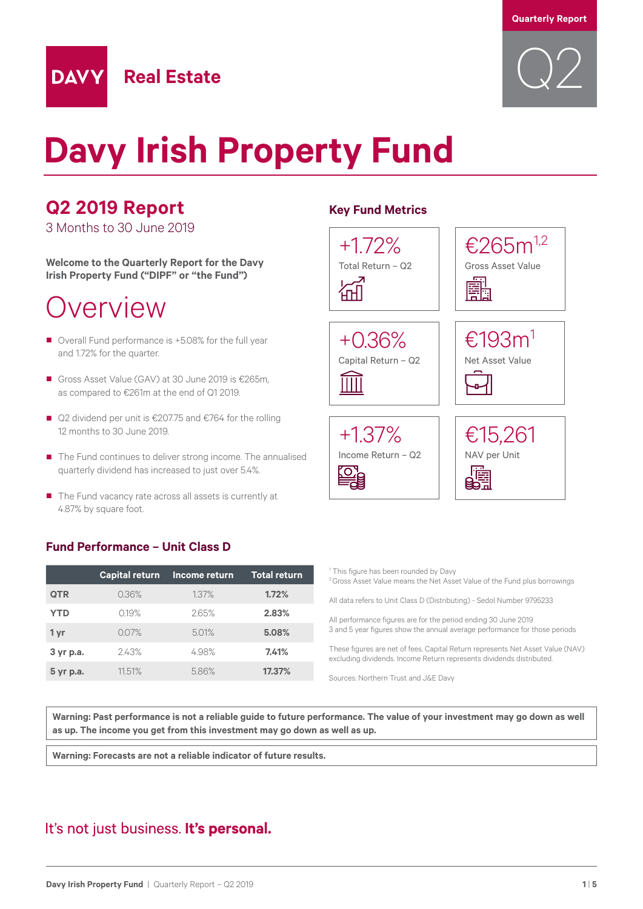Quarterly Report

Q2

DAVY Real Estate

# Davy Irish Property Fund

## Q2 2019 Report

3 Months to 30 June 2019

**Welcome to the Quarterly Report for the Davy Irish Property Fund ("DIPF" or "the Fund")**

## Overview

- Overall Fund performance is +5.08% for the full year and 1.72% for the quarter.
- Gross Asset Value (GAV) at 30 June 2019 is €265m, as compared to €261m at the end of Q1 2019.
- Q2 dividend per unit is €207.75 and €764 for the rolling 12 months to 30 June 2019.
- The Fund continues to deliver strong income. The annualised quarterly dividend has increased to just over 5.4%.
- The Fund vacancy rate across all assets is currently at 4.87% by square foot.

### Key Fund Metrics

| Metric | Value |
|---|---|
| Total Return – Q2 | +1.72% |
| Gross Asset Value | €265m[1,2] |
| Capital Return – Q2 | +0.36% |
| Net Asset Value | €193m[1] |
| Income Return – Q2 | +1.37% |
| NAV per Unit | €15,261 |

### Fund Performance – Unit Class D

| | Capital return | Income return | Total return |
|---|---|---|---|
| **QTR** | 0.36% | 1.37% | **1.72%** |
| **YTD** | 0.19% | 2.65% | **2.83%** |
| **1 yr** | 0.07% | 5.01% | **5.08%** |
| **3 yr p.a.** | 2.43% | 4.98% | **7.41%** |
| **5 yr p.a.** | 11.51% | 5.86% | **17.37%** |

[1] This figure has been rounded by Davy
[2] Gross Asset Value means the Net Asset Value of the Fund plus borrowings

All data refers to Unit Class D (Distributing) - Sedol Number 9795233

All performance figures are for the period ending 30 June 2019
3 and 5 year figures show the annual average performance for those periods

These figures are net of fees. Capital Return represents Net Asset Value (NAV) excluding dividends. Income Return represents dividends distributed.

Sources: Northern Trust and J&E Davy

**Warning: Past performance is not a reliable guide to future performance. The value of your investment may go down as well as up. The income you get from this investment may go down as well as up.**

**Warning: Forecasts are not a reliable indicator of future results.**

It's not just business. **It's personal.**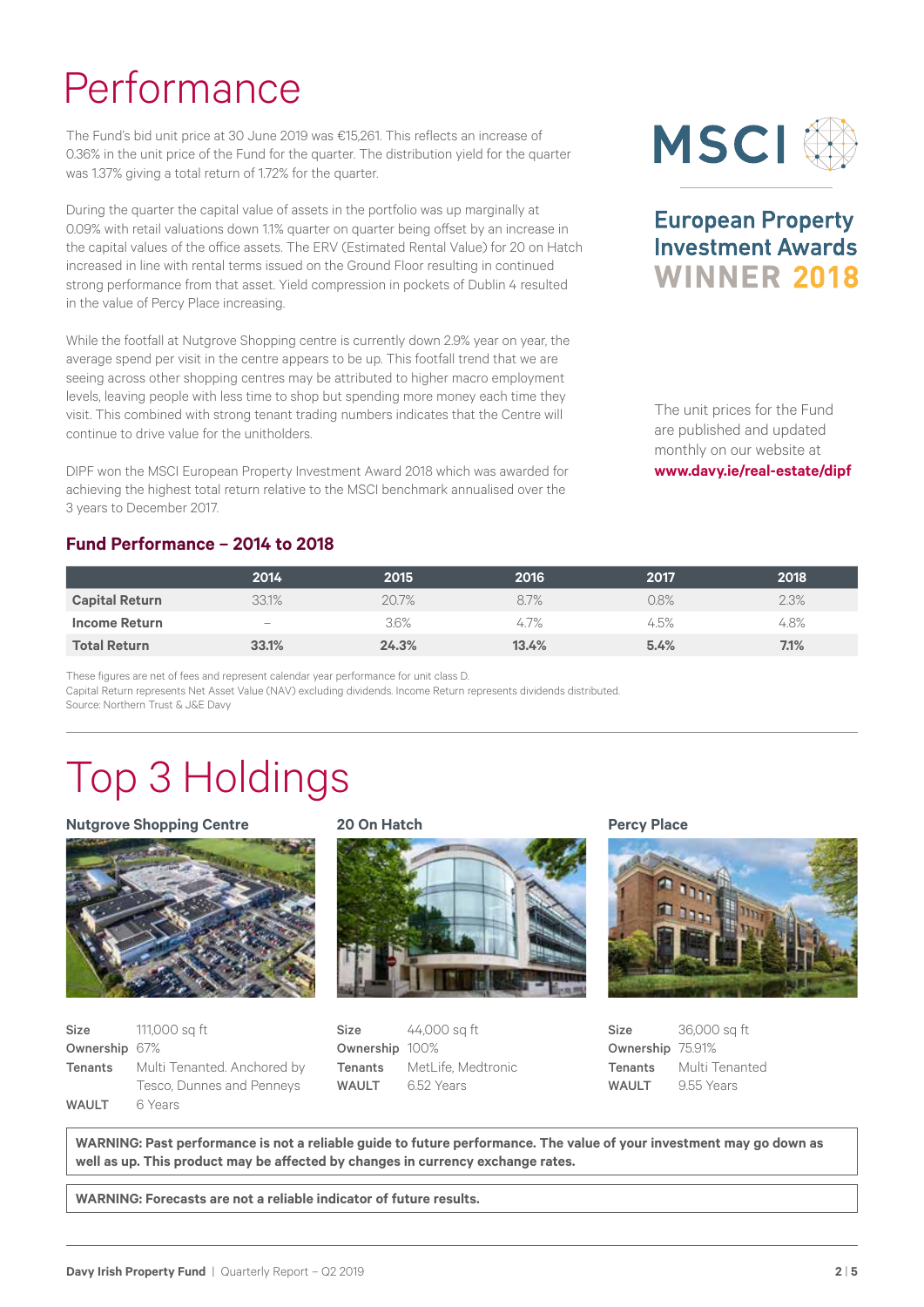# Performance

The Fund's bid unit price at 30 June 2019 was €15,261. This reflects an increase of 0.36% in the unit price of the Fund for the quarter. The distribution yield for the quarter was 1.37% giving a total return of 1.72% for the quarter.

During the quarter the capital value of assets in the portfolio was up marginally at 0.09% with retail valuations down 1.1% quarter on quarter being offset by an increase in the capital values of the office assets. The ERV (Estimated Rental Value) for 20 on Hatch increased in line with rental terms issued on the Ground Floor resulting in continued strong performance from that asset. Yield compression in pockets of Dublin 4 resulted in the value of Percy Place increasing.

While the footfall at Nutgrove Shopping centre is currently down 2.9% year on year, the average spend per visit in the centre appears to be up. This footfall trend that we are seeing across other shopping centres may be attributed to higher macro employment levels, leaving people with less time to shop but spending more money each time they visit. This combined with strong tenant trading numbers indicates that the Centre will continue to drive value for the unitholders.

DIPF won the MSCI European Property Investment Award 2018 which was awarded for achieving the highest total return relative to the MSCI benchmark annualised over the 3 years to December 2017.

MSCI

European Property Investment Awards **WINNER 2018**

The unit prices for the Fund are published and updated monthly on our website at **www.davy.ie/real-estate/dipf**

### Fund Performance – 2014 to 2018

| | 2014 | 2015 | 2016 | 2017 | 2018 |
|---|---|---|---|---|---|
| **Capital Return** | 33.1% | 20.7% | 8.7% | 0.8% | 2.3% |
| **Income Return** | – | 3.6% | 4.7% | 4.5% | 4.8% |
| **Total Return** | **33.1%** | **24.3%** | **13.4%** | **5.4%** | **7.1%** |

These figures are net of fees and represent calendar year performance for unit class D.
Capital Return represents Net Asset Value (NAV) excluding dividends. Income Return represents dividends distributed.
Source: Northern Trust & J&E Davy

# Top 3 Holdings

### Nutgrove Shopping Centre

**Size** 111,000 sq ft
**Ownership** 67%
**Tenants** Multi Tenanted. Anchored by Tesco, Dunnes and Penneys
**WAULT** 6 Years

### 20 On Hatch

**Size** 44,000 sq ft
**Ownership** 100%
**Tenants** MetLife, Medtronic
**WAULT** 6.52 Years

### Percy Place

**Size** 36,000 sq ft
**Ownership** 75.91%
**Tenants** Multi Tenanted
**WAULT** 9.55 Years

**WARNING: Past performance is not a reliable guide to future performance. The value of your investment may go down as well as up. This product may be affected by changes in currency exchange rates.**

**WARNING: Forecasts are not a reliable indicator of future results.**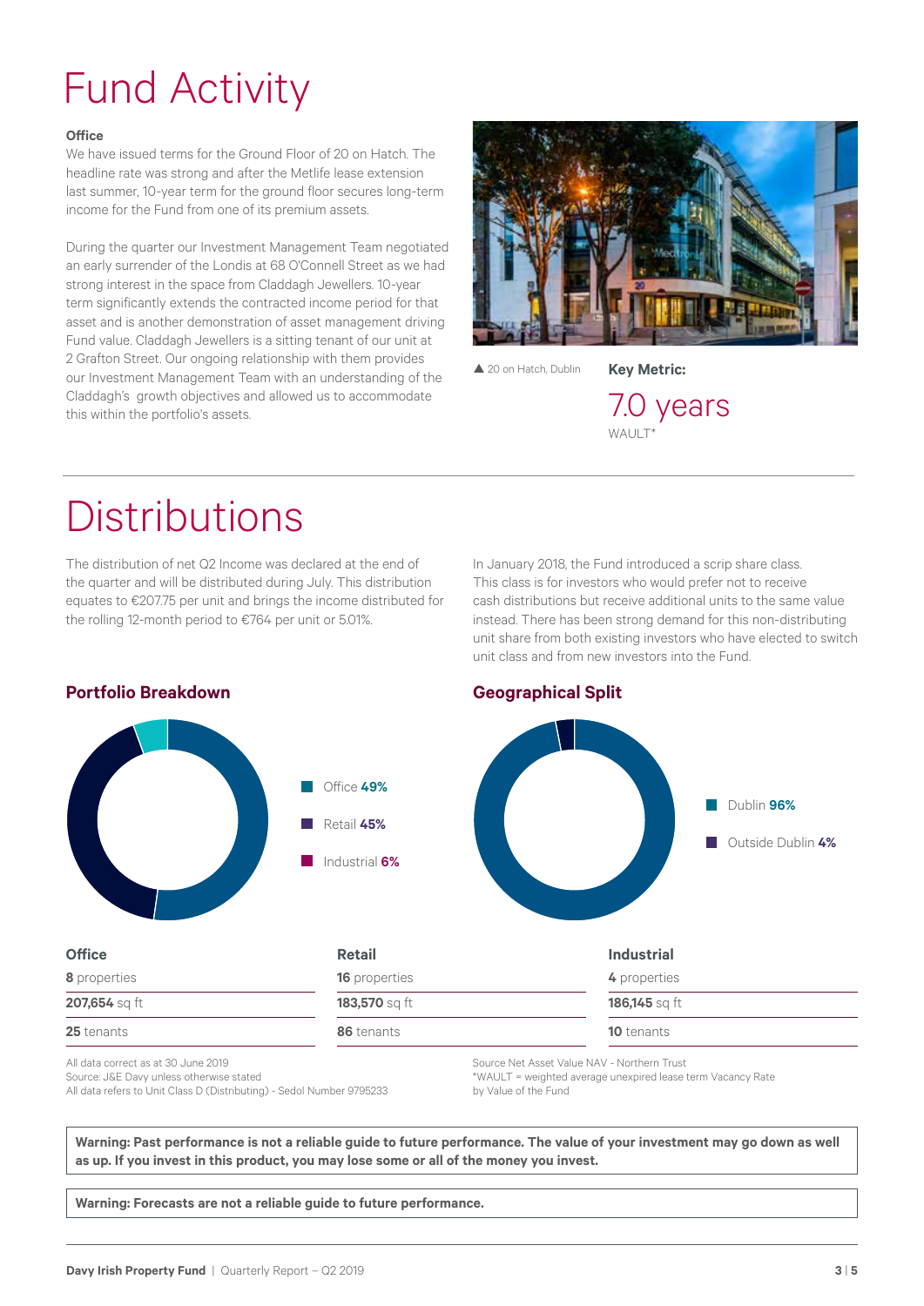# Fund Activity

**Office**

We have issued terms for the Ground Floor of 20 on Hatch. The headline rate was strong and after the Metlife lease extension last summer, 10-year term for the ground floor secures long-term income for the Fund from one of its premium assets.

During the quarter our Investment Management Team negotiated an early surrender of the Londis at 68 O'Connell Street as we had strong interest in the space from Claddagh Jewellers. 10-year term significantly extends the contracted income period for that asset and is another demonstration of asset management driving Fund value. Claddagh Jewellers is a sitting tenant of our unit at 2 Grafton Street. Our ongoing relationship with them provides our Investment Management Team with an understanding of the Claddagh's growth objectives and allowed us to accommodate this within the portfolio's assets.

▲ 20 on Hatch, Dublin

**Key Metric:**

7.0 years

WAULT*

# Distributions

The distribution of net Q2 Income was declared at the end of the quarter and will be distributed during July. This distribution equates to €207.75 per unit and brings the income distributed for the rolling 12-month period to €764 per unit or 5.01%.

In January 2018, the Fund introduced a scrip share class. This class is for investors who would prefer not to receive cash distributions but receive additional units to the same value instead. There has been strong demand for this non-distributing unit share from both existing investors who have elected to switch unit class and from new investors into the Fund.

## Portfolio Breakdown

- Office **49%**
- Retail **45%**
- Industrial **6%**

## Geographical Split

- Dublin **96%**
- Outside Dublin **4%**

| Office | Retail | Industrial |
|---|---|---|
| **8** properties | **16** properties | **4** properties |
| **207,654** sq ft | **183,570** sq ft | **186,145** sq ft |
| **25** tenants | **86** tenants | **10** tenants |

All data correct as at 30 June 2019
Source: J&E Davy unless otherwise stated
All data refers to Unit Class D (Distributing) - Sedol Number 9795233

Source Net Asset Value NAV - Northern Trust
*WAULT = weighted average unexpired lease term Vacancy Rate by Value of the Fund

**Warning: Past performance is not a reliable guide to future performance. The value of your investment may go down as well as up. If you invest in this product, you may lose some or all of the money you invest.**

**Warning: Forecasts are not a reliable guide to future performance.**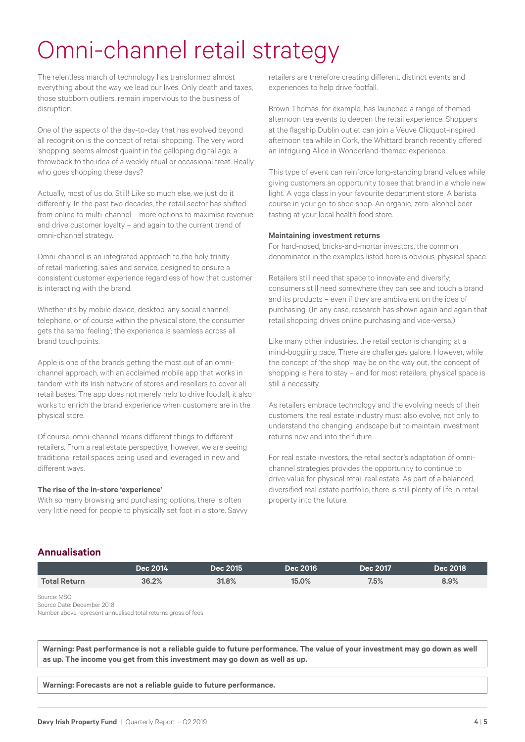# Omni-channel retail strategy

The relentless march of technology has transformed almost everything about the way we lead our lives. Only death and taxes, those stubborn outliers, remain impervious to the business of disruption.

One of the aspects of the day-to-day that has evolved beyond all recognition is the concept of retail shopping. The very word 'shopping' seems almost quaint in the galloping digital age; a throwback to the idea of a weekly ritual or occasional treat. Really, who goes shopping these days?

Actually, most of us do. Still! Like so much else, we just do it differently. In the past two decades, the retail sector has shifted from online to multi-channel – more options to maximise revenue and drive customer loyalty – and again to the current trend of omni-channel strategy.

Omni-channel is an integrated approach to the holy trinity of retail marketing, sales and service, designed to ensure a consistent customer experience regardless of how that customer is interacting with the brand.

Whether it's by mobile device, desktop, any social channel, telephone, or of course within the physical store, the consumer gets the same 'feeling'; the experience is seamless across all brand touchpoints.

Apple is one of the brands getting the most out of an omni-channel approach, with an acclaimed mobile app that works in tandem with its Irish network of stores and resellers to cover all retail bases. The app does not merely help to drive footfall, it also works to enrich the brand experience when customers are in the physical store.

Of course, omni-channel means different things to different retailers. From a real estate perspective, however, we are seeing traditional retail spaces being used and leveraged in new and different ways.

**The rise of the in-store 'experience'**

With so many browsing and purchasing options, there is often very little need for people to physically set foot in a store. Savvy retailers are therefore creating different, distinct events and experiences to help drive footfall.

Brown Thomas, for example, has launched a range of themed afternoon tea events to deepen the retail experience. Shoppers at the flagship Dublin outlet can join a Veuve Clicquot-inspired afternoon tea while in Cork, the Whittard branch recently offered an intriguing Alice in Wonderland-themed experience.

This type of event can reinforce long-standing brand values while giving customers an opportunity to see that brand in a whole new light. A yoga class in your favourite department store. A barista course in your go-to shoe shop. An organic, zero-alcohol beer tasting at your local health food store.

**Maintaining investment returns**

For hard-nosed, bricks-and-mortar investors, the common denominator in the examples listed here is obvious: physical space.

Retailers still need that space to innovate and diversify; consumers still need somewhere they can see and touch a brand and its products – even if they are ambivalent on the idea of purchasing. (In any case, research has shown again and again that retail shopping drives online purchasing and vice-versa.)

Like many other industries, the retail sector is changing at a mind-boggling pace. There are challenges galore. However, while the concept of 'the shop' may be on the way out, the concept of shopping is here to stay – and for most retailers, physical space is still a necessity.

As retailers embrace technology and the evolving needs of their customers, the real estate industry must also evolve, not only to understand the changing landscape but to maintain investment returns now and into the future.

For real estate investors, the retail sector's adaptation of omni-channel strategies provides the opportunity to continue to drive value for physical retail real estate. As part of a balanced, diversified real estate portfolio, there is still plenty of life in retail property into the future.

## Annualisation

| | Dec 2014 | Dec 2015 | Dec 2016 | Dec 2017 | Dec 2018 |
|---|---|---|---|---|---|
| **Total Return** | 36.2% | 31.8% | 15.0% | 7.5% | 8.9% |

Source: MSCI
Source Date: December 2018
Number above represent annualised total returns gross of fees

**Warning: Past performance is not a reliable guide to future performance. The value of your investment may go down as well as up. The income you get from this investment may go down as well as up.**

**Warning: Forecasts are not a reliable guide to future performance.**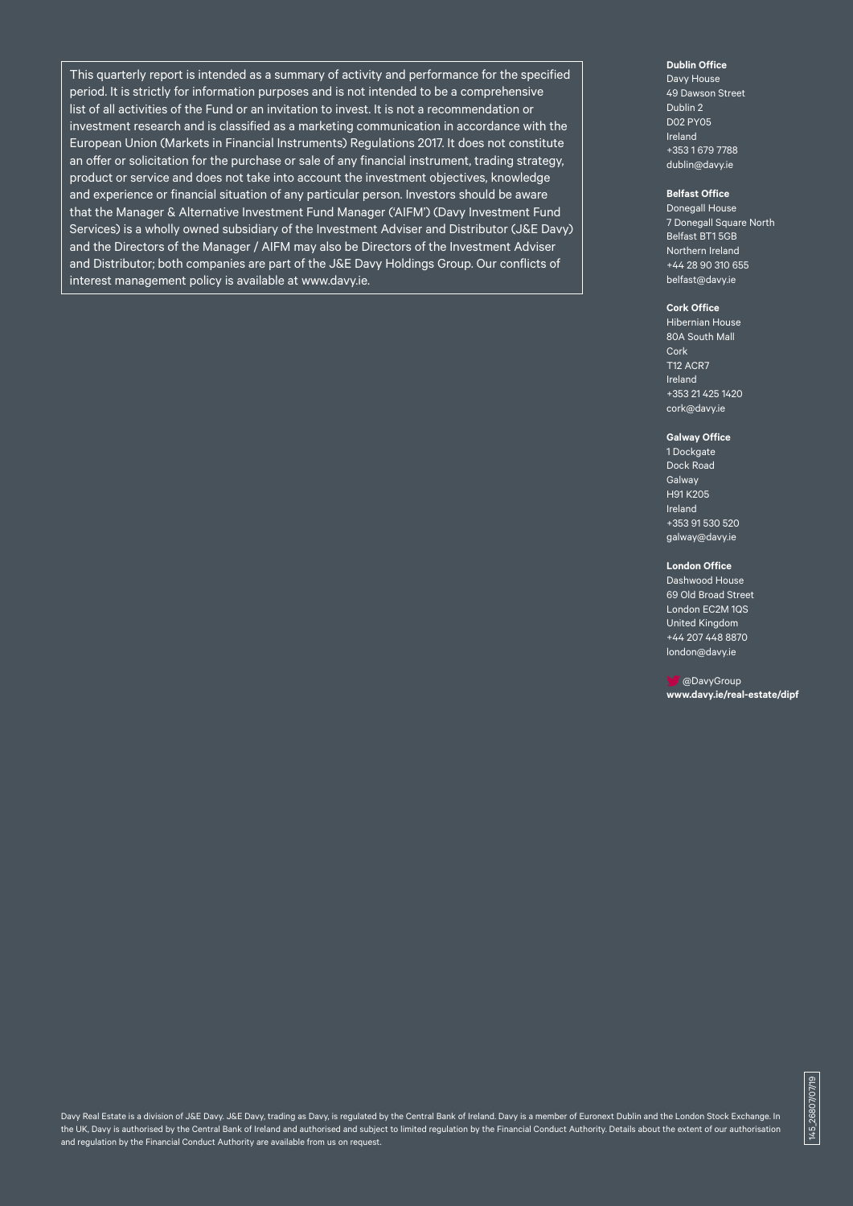This quarterly report is intended as a summary of activity and performance for the specified period. It is strictly for information purposes and is not intended to be a comprehensive list of all activities of the Fund or an invitation to invest. It is not a recommendation or investment research and is classified as a marketing communication in accordance with the European Union (Markets in Financial Instruments) Regulations 2017. It does not constitute an offer or solicitation for the purchase or sale of any financial instrument, trading strategy, product or service and does not take into account the investment objectives, knowledge and experience or financial situation of any particular person. Investors should be aware that the Manager & Alternative Investment Fund Manager ('AIFM') (Davy Investment Fund Services) is a wholly owned subsidiary of the Investment Adviser and Distributor (J&E Davy) and the Directors of the Manager / AIFM may also be Directors of the Investment Adviser and Distributor; both companies are part of the J&E Davy Holdings Group. Our conflicts of interest management policy is available at www.davy.ie.

**Dublin Office**
Davy House
49 Dawson Street
Dublin 2
D02 PY05
Ireland
+353 1 679 7788
dublin@davy.ie

**Belfast Office**
Donegall House
7 Donegall Square North
Belfast BT1 5GB
Northern Ireland
+44 28 90 310 655
belfast@davy.ie

**Cork Office**
Hibernian House
80A South Mall
Cork
T12 ACR7
Ireland
+353 21 425 1420
cork@davy.ie

**Galway Office**
1 Dockgate
Dock Road
Galway
H91 K205
Ireland
+353 91 530 520
galway@davy.ie

**London Office**
Dashwood House
69 Old Broad Street
London EC2M 1QS
United Kingdom
+44 207 448 8870
london@davy.ie

@DavyGroup
**www.davy.ie/real-estate/dipf**

Davy Real Estate is a division of J&E Davy. J&E Davy, trading as Davy, is regulated by the Central Bank of Ireland. Davy is a member of Euronext Dublin and the London Stock Exchange. In the UK, Davy is authorised by the Central Bank of Ireland and authorised and subject to limited regulation by the Financial Conduct Authority. Details about the extent of our authorisation and regulation by the Financial Conduct Authority are available from us on request.

145_26807/07/19